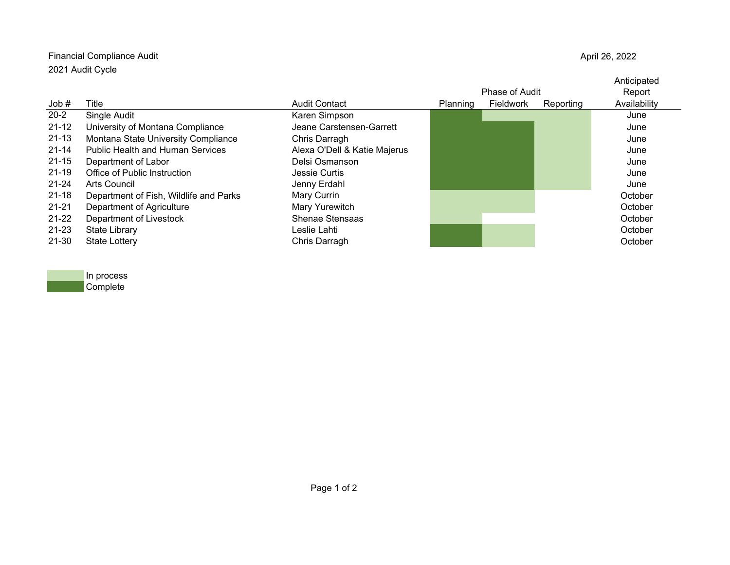Financial Compliance Audit

2021 Audit Cycle

April 26, 2022

| Job # | Title | Audit Contact | Planning | Fieldwork | Reporting | Anticipated Report Availability |
|---|---|---|---|---|---|---|
| 20-2 | Single Audit | Karen Simpson | Complete | In process | In process | June |
| 21-12 | University of Montana Compliance | Jeane Carstensen-Garrett | Complete | Complete | In process | June |
| 21-13 | Montana State University Compliance | Chris Darragh | Complete | Complete | In process | June |
| 21-14 | Public Health and Human Services | Alexa O'Dell & Katie Majerus | Complete | Complete | In process | June |
| 21-15 | Department of Labor | Delsi Osmanson | Complete | Complete | In process | June |
| 21-19 | Office of Public Instruction | Jessie Curtis | Complete | Complete | In process | June |
| 21-24 | Arts Council | Jenny Erdahl | Complete | Complete | In process | June |
| 21-18 | Department of Fish, Wildlife and Parks | Mary Currin | In process | In process | | October |
| 21-21 | Department of Agriculture | Mary Yurewitch | In process | In process | | October |
| 21-22 | Department of Livestock | Shenae Stensaas | In process | | | October |
| 21-23 | State Library | Leslie Lahti | Complete | In process | | October |
| 21-30 | State Lottery | Chris Darragh | Complete | In process | | October |

Legend:
- In process (light green)
- Complete (dark green)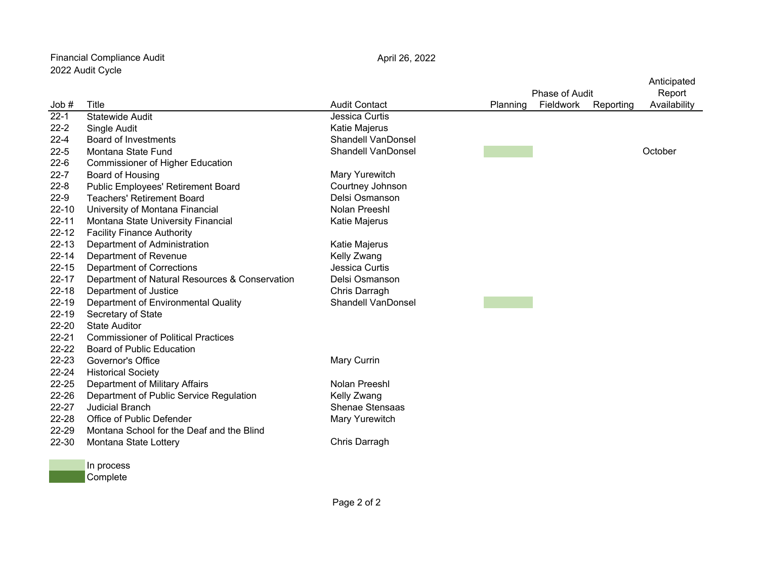Financial Compliance Audit
2022 Audit Cycle

April 26, 2022

| | | | Phase of Audit | | | Anticipated Report |
|---|---|---|---|---|---|---|
| Job # | Title | Audit Contact | Planning | Fieldwork | Reporting | Availability |
| 22-1 | Statewide Audit | Jessica Curtis | | | | |
| 22-2 | Single Audit | Katie Majerus | | | | |
| 22-4 | Board of Investments | Shandell VanDonsel | | | | |
| 22-5 | Montana State Fund | Shandell VanDonsel | | | | October |
| 22-6 | Commissioner of Higher Education | | | | | |
| 22-7 | Board of Housing | Mary Yurewitch | | | | |
| 22-8 | Public Employees' Retirement Board | Courtney Johnson | | | | |
| 22-9 | Teachers' Retirement Board | Delsi Osmanson | | | | |
| 22-10 | University of Montana Financial | Nolan Preeshl | | | | |
| 22-11 | Montana State University Financial | Katie Majerus | | | | |
| 22-12 | Facility Finance Authority | | | | | |
| 22-13 | Department of Administration | Katie Majerus | | | | |
| 22-14 | Department of Revenue | Kelly Zwang | | | | |
| 22-15 | Department of Corrections | Jessica Curtis | | | | |
| 22-17 | Department of Natural Resources & Conservation | Delsi Osmanson | | | | |
| 22-18 | Department of Justice | Chris Darragh | | | | |
| 22-19 | Department of Environmental Quality | Shandell VanDonsel | | | | |
| 22-19 | Secretary of State | | | | | |
| 22-20 | State Auditor | | | | | |
| 22-21 | Commissioner of Political Practices | | | | | |
| 22-22 | Board of Public Education | | | | | |
| 22-23 | Governor's Office | Mary Currin | | | | |
| 22-24 | Historical Society | | | | | |
| 22-25 | Department of Military Affairs | Nolan Preeshl | | | | |
| 22-26 | Department of Public Service Regulation | Kelly Zwang | | | | |
| 22-27 | Judicial Branch | Shenae Stensaas | | | | |
| 22-28 | Office of Public Defender | Mary Yurewitch | | | | |
| 22-29 | Montana School for the Deaf and the Blind | | | | | |
| 22-30 | Montana State Lottery | Chris Darragh | | | | |

In process
Complete